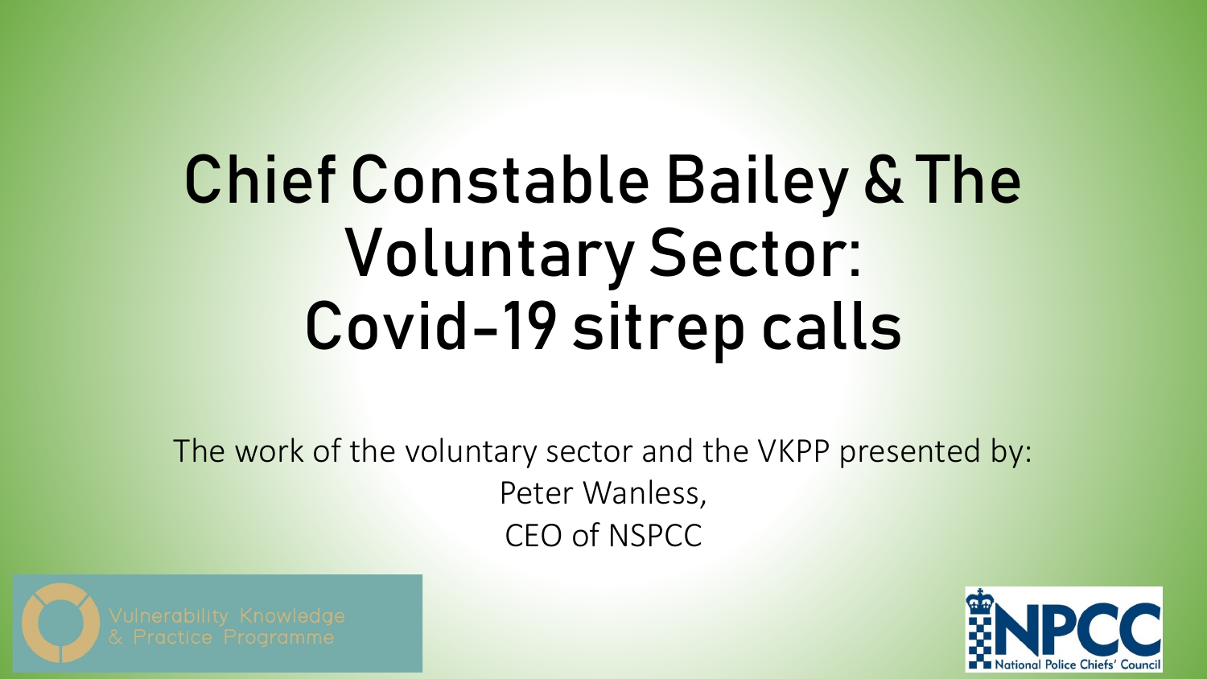# Chief Constable Bailey & The Voluntary Sector: Covid-19 sitrep calls

The work of the voluntary sector and the VKPP presented by:

Peter Wanless,

CEO of NSPCC

Vulnerability Knowledge & Practice Programme

NPCC National Police Chiefs' Council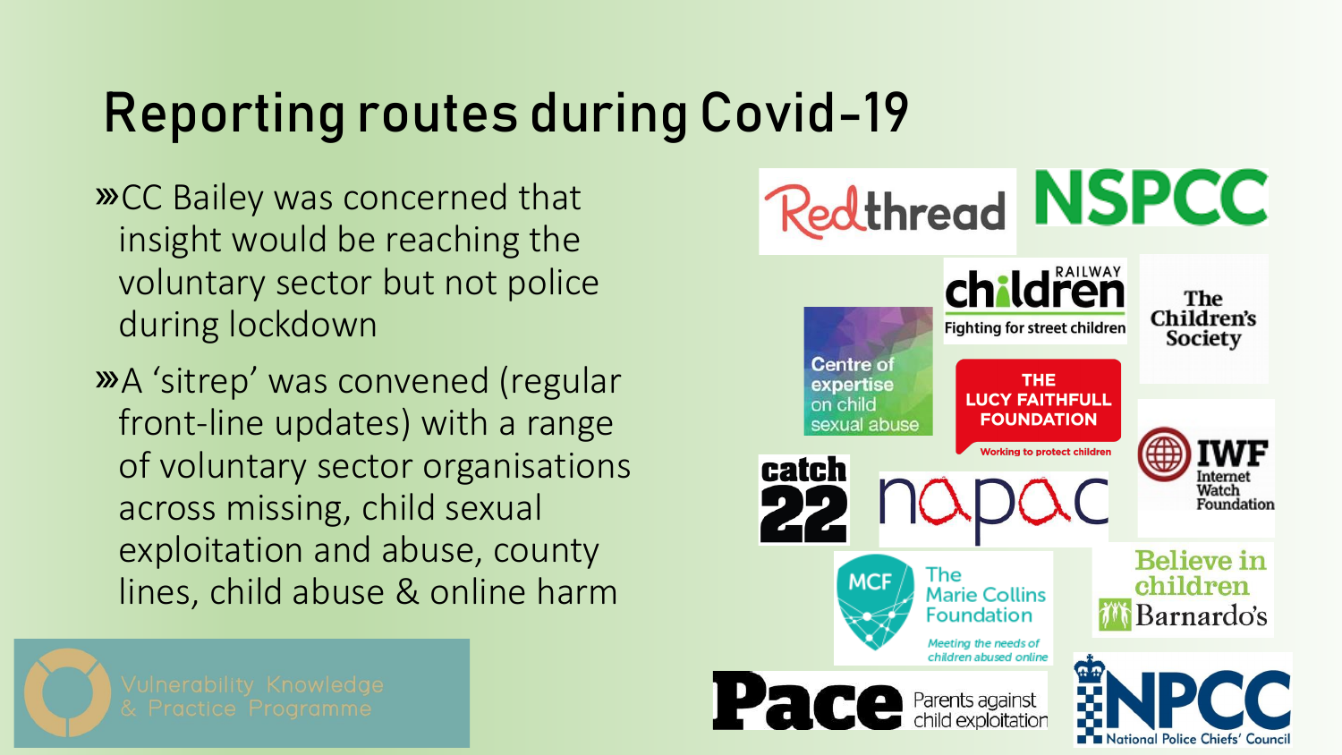# Reporting routes during Covid-19

- CC Bailey was concerned that insight would be reaching the voluntary sector but not police during lockdown
- A 'sitrep' was convened (regular front-line updates) with a range of voluntary sector organisations across missing, child sexual exploitation and abuse, county lines, child abuse & online harm

Redthread

NSPCC

Railway Children – Fighting for street children

The Children's Society

Centre of expertise on child sexual abuse

The Lucy Faithfull Foundation – Working to protect children

IWF Internet Watch Foundation

catch 22

napac

The Marie Collins Foundation – Meeting the needs of children abused online

Believe in children Barnardo's

Pace – Parents against child exploitation

NPCC National Police Chiefs' Council

Vulnerability Knowledge & Practice Programme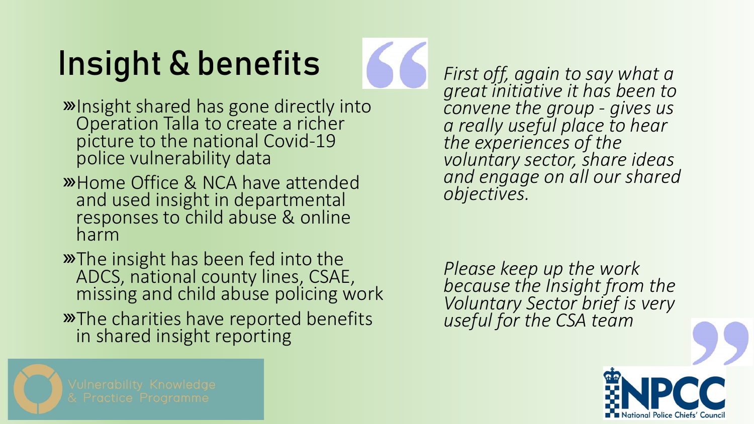# Insight & benefits

- Insight shared has gone directly into Operation Talla to create a richer picture to the national Covid-19 police vulnerability data
- Home Office & NCA have attended and used insight in departmental responses to child abuse & online harm
- The insight has been fed into the ADCS, national county lines, CSAE, missing and child abuse policing work
- The charities have reported benefits in shared insight reporting

*First off, again to say what a great initiative it has been to convene the group - gives us a really useful place to hear the experiences of the voluntary sector, share ideas and engage on all our shared objectives.*

*Please keep up the work because the Insight from the Voluntary Sector brief is very useful for the CSA team*

Vulnerability Knowledge & Practice Programme

NPCC National Police Chiefs' Council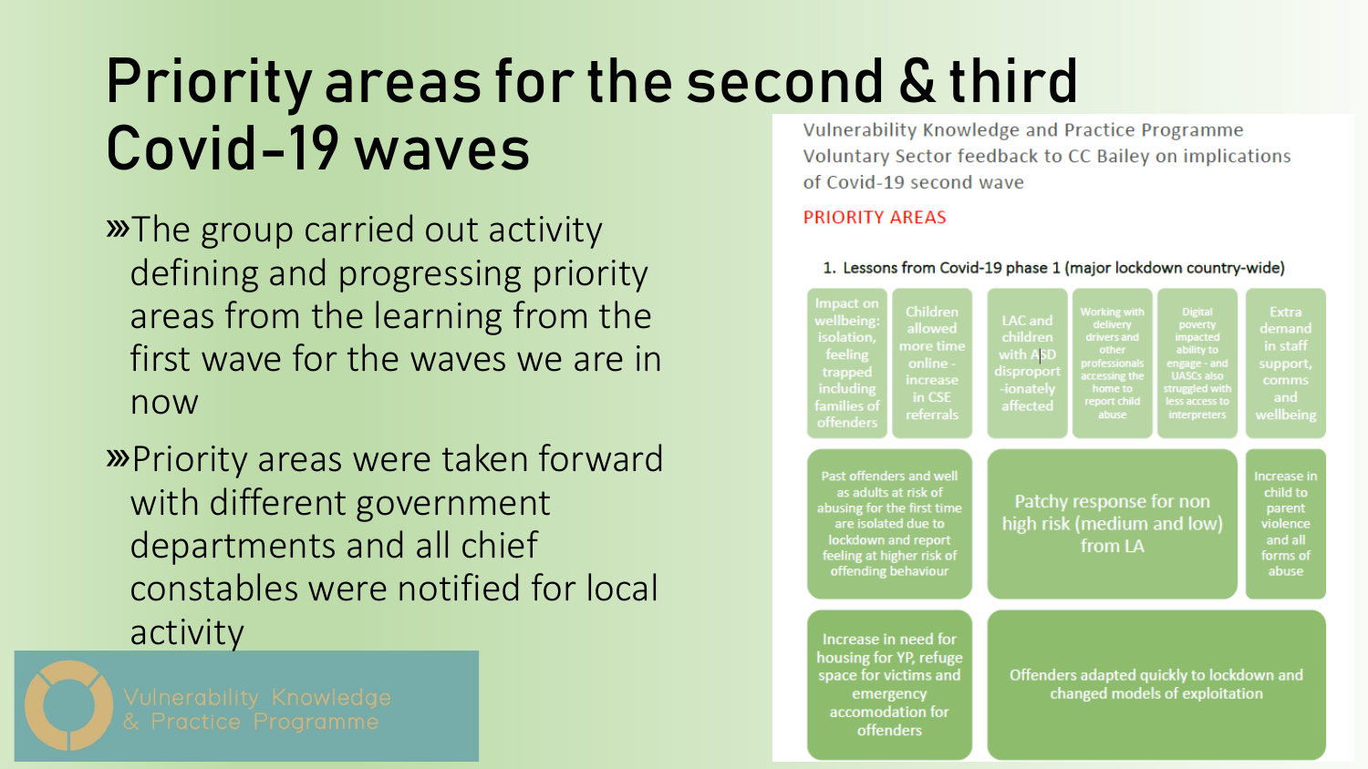# Priority areas for the second & third Covid-19 waves

- The group carried out activity defining and progressing priority areas from the learning from the first wave for the waves we are in now
- Priority areas were taken forward with different government departments and all chief constables were notified for local activity

Vulnerability Knowledge and Practice Programme
Voluntary Sector feedback to CC Bailey on implications of Covid-19 second wave

PRIORITY AREAS

1. Lessons from Covid-19 phase 1 (major lockdown country-wide)

- Impact on wellbeing: isolation, feeling trapped including families of offenders
- Children allowed more time online - increase in CSE referrals
- LAC and children with ASD disproport-ionately affected
- Working with delivery drivers and other professionals accessing the home to report child abuse
- Digital poverty impacted ability to engage - and UASCs also struggled with less access to interpreters
- Extra demand in staff support, comms and wellbeing
- Past offenders and well as adults at risk of abusing for the first time are isolated due to lockdown and report feeling at higher risk of offending behaviour
- Patchy response for non high risk (medium and low) from LA
- Increase in child to parent violence and all forms of abuse
- Increase in need for housing for YP, refuge space for victims and emergency accomodation for offenders
- Offenders adapted quickly to lockdown and changed models of exploitation

Vulnerability Knowledge & Practice Programme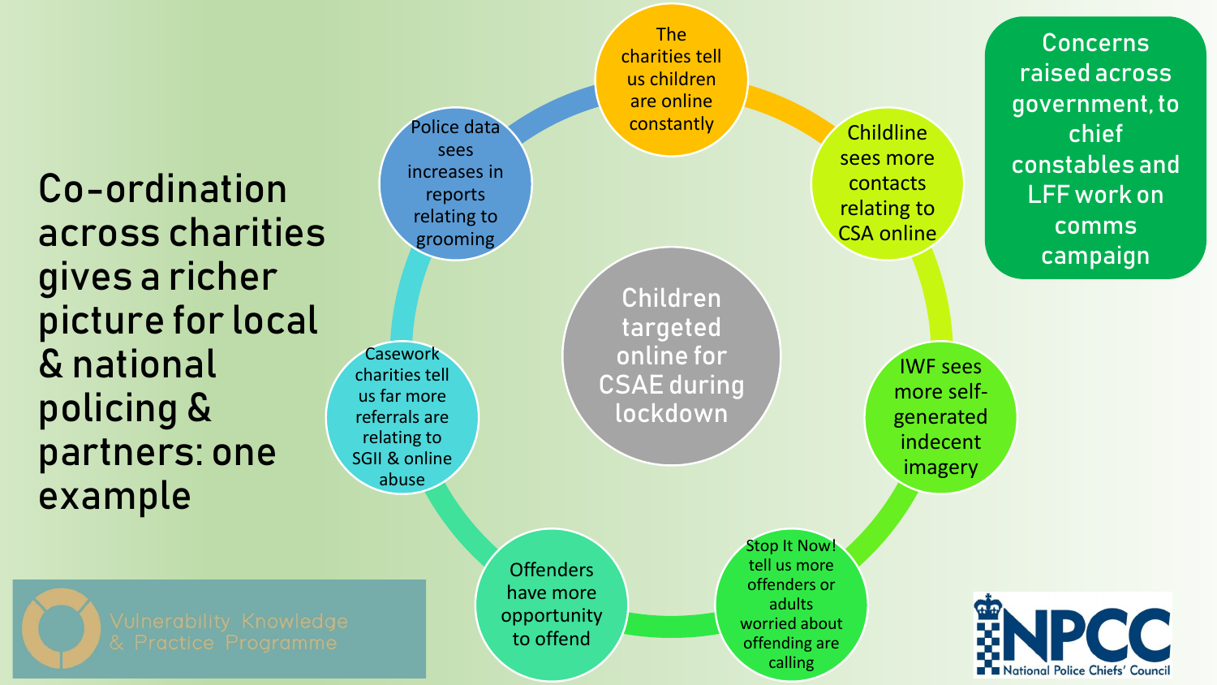# Co-ordination across charities gives a richer picture for local & national policing & partners: one example

**Children targeted online for CSAE during lockdown**

- The charities tell us children are online constantly
- Childline sees more contacts relating to CSA online
- IWF sees more self-generated indecent imagery
- Stop It Now! tell us more offenders or adults worried about offending are calling
- Offenders have more opportunity to offend
- Casework charities tell us far more referrals are relating to SGII & online abuse
- Police data sees increases in reports relating to grooming

Concerns raised across government, to chief constables and LFF work on comms campaign

Vulnerability Knowledge & Practice Programme

NPCC National Police Chiefs' Council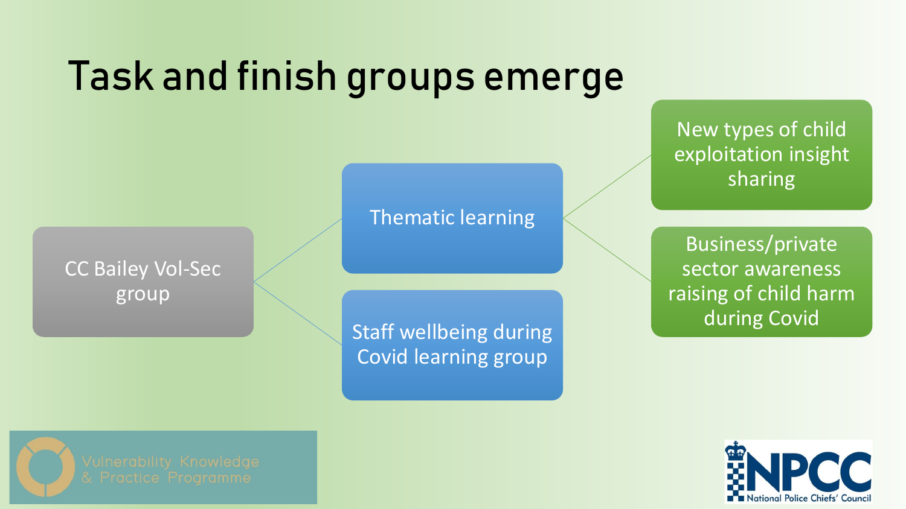# Task and finish groups emerge

- CC Bailey Vol-Sec group
  - Thematic learning
    - New types of child exploitation insight sharing
    - Business/private sector awareness raising of child harm during Covid
  - Staff wellbeing during Covid learning group

Vulnerability Knowledge & Practice Programme

NPCC National Police Chiefs' Council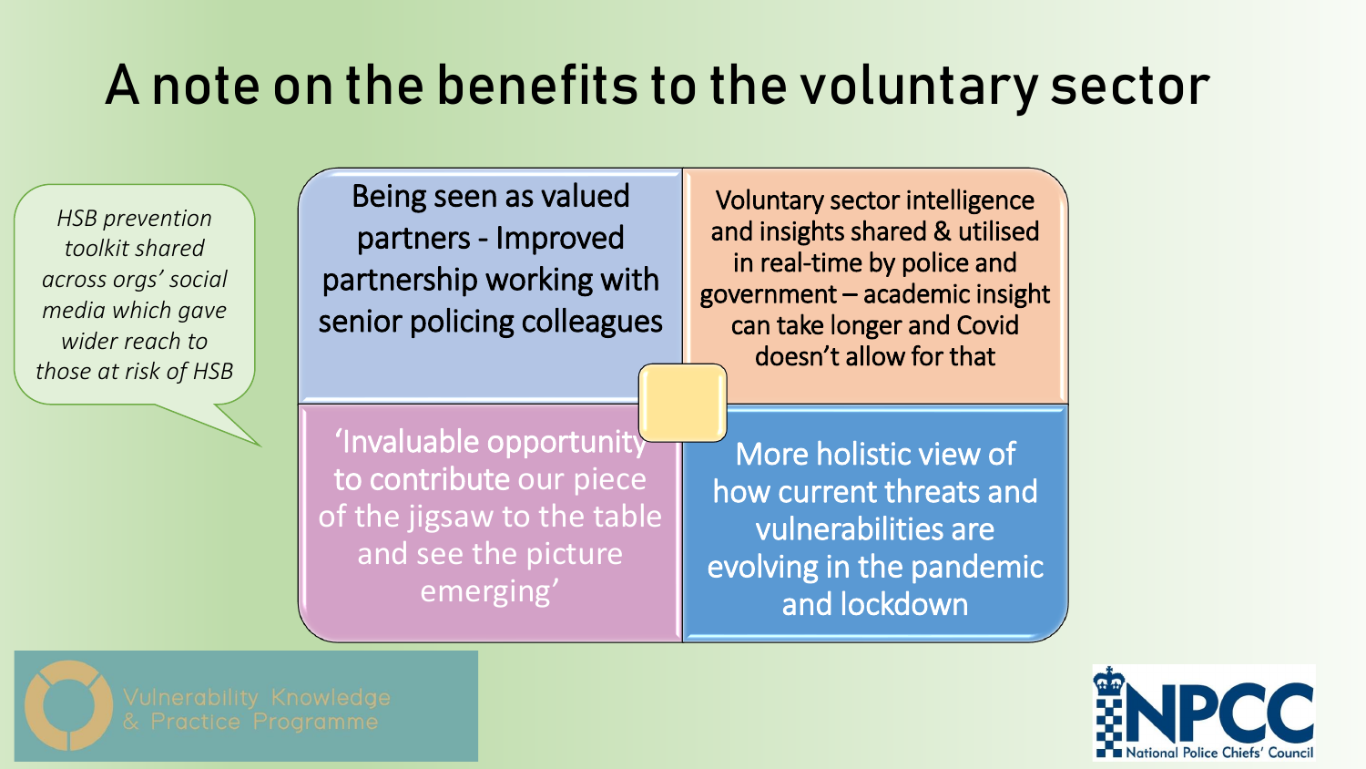# A note on the benefits to the voluntary sector

*HSB prevention toolkit shared across orgs' social media which gave wider reach to those at risk of HSB*

Being seen as valued partners - Improved partnership working with senior policing colleagues

Voluntary sector intelligence and insights shared & utilised in real-time by police and government – academic insight can take longer and Covid doesn't allow for that

'Invaluable opportunity to contribute our piece of the jigsaw to the table and see the picture emerging'

More holistic view of how current threats and vulnerabilities are evolving in the pandemic and lockdown

Vulnerability Knowledge & Practice Programme

NPCC National Police Chiefs' Council